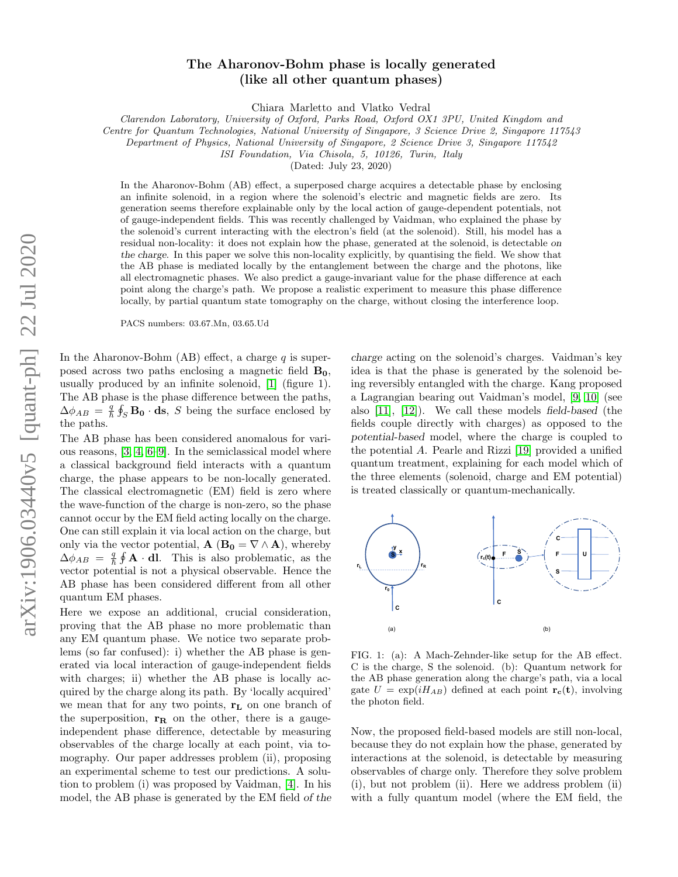# The Aharonov-Bohm phase is locally generated (like all other quantum phases)

Chiara Marletto and Vlatko Vedral

*Clarendon Laboratory, University of Oxford, Parks Road, Oxford OX1 3PU, United Kingdom and*
*Centre for Quantum Technologies, National University of Singapore, 3 Science Drive 2, Singapore 117543*
*Department of Physics, National University of Singapore, 2 Science Drive 3, Singapore 117542*
*ISI Foundation, Via Chisola, 5, 10126, Turin, Italy*

(Dated: July 23, 2020)

In the Aharonov-Bohm (AB) effect, a superposed charge acquires a detectable phase by enclosing an infinite solenoid, in a region where the solenoid's electric and magnetic fields are zero. Its generation seems therefore explainable only by the local action of gauge-dependent potentials, not of gauge-independent fields. This was recently challenged by Vaidman, who explained the phase by the solenoid's current interacting with the electron's field (at the solenoid). Still, his model has a residual non-locality: it does not explain how the phase, generated at the solenoid, is detectable *on the charge*. In this paper we solve this non-locality explicitly, by quantising the field. We show that the AB phase is mediated locally by the entanglement between the charge and the photons, like all electromagnetic phases. We also predict a gauge-invariant value for the phase difference at each point along the charge's path. We propose a realistic experiment to measure this phase difference locally, by partial quantum state tomography on the charge, without closing the interference loop.

PACS numbers: 03.67.Mn, 03.65.Ud

In the Aharonov-Bohm (AB) effect, a charge $q$ is superposed across two paths enclosing a magnetic field $\mathbf{B_0}$, usually produced by an infinite solenoid, [1] (figure 1). The AB phase is the phase difference between the paths, $\Delta\phi_{AB} = \frac{q}{\hbar}\oint_S \mathbf{B_0}\cdot\mathbf{ds}$, $S$ being the surface enclosed by the paths.

The AB phase has been considered anomalous for various reasons, [3, 4, 6–9]. In the semiclassical model where a classical background field interacts with a quantum charge, the phase appears to be non-locally generated. The classical electromagnetic (EM) field is zero where the wave-function of the charge is non-zero, so the phase cannot occur by the EM field acting locally on the charge. One can still explain it via local action on the charge, but only via the vector potential, $\mathbf{A}$ ($\mathbf{B_0} = \nabla\wedge\mathbf{A}$), whereby $\Delta\phi_{AB} = \frac{q}{\hbar}\oint \mathbf{A}\cdot\mathbf{dl}$. This is also problematic, as the vector potential is not a physical observable. Hence the AB phase has been considered different from all other quantum EM phases.

Here we expose an additional, crucial consideration, proving that the AB phase no more problematic than any EM quantum phase. We notice two separate problems (so far confused): i) whether the AB phase is generated via local interaction of gauge-independent fields with charges; ii) whether the AB phase is locally acquired by the charge along its path. By 'locally acquired' we mean that for any two points, $\mathbf{r_L}$ on one branch of the superposition, $\mathbf{r_R}$ on the other, there is a gauge-independent phase difference, detectable by measuring observables of the charge locally at each point, via tomography. Our paper addresses problem (ii), proposing an experimental scheme to test our predictions. A solution to problem (i) was proposed by Vaidman, [4]. In his model, the AB phase is generated by the EM field *of the charge* acting on the solenoid's charges. Vaidman's key idea is that the phase is generated by the solenoid being reversibly entangled with the charge. Kang proposed a Lagrangian bearing out Vaidman's model, [9, 10] (see also [11], [12]). We call these models *field-based* (the fields couple directly with charges) as opposed to the *potential-based* model, where the charge is coupled to the potential $A$. Pearle and Rizzi [19] provided a unified quantum treatment, explaining for each model which of the three elements (solenoid, charge and EM potential) is treated classically or quantum-mechanically.

FIG. 1: (a): A Mach-Zehnder-like setup for the AB effect. C is the charge, S the solenoid. (b): Quantum network for the AB phase generation along the charge's path, via a local gate $U = \exp(iH_{AB})$ defined at each point $\mathbf{r_c(t)}$, involving the photon field.

Now, the proposed field-based models are still non-local, because they do not explain how the phase, generated by interactions at the solenoid, is detectable by measuring observables of charge only. Therefore they solve problem (i), but not problem (ii). Here we address problem (ii) with a fully quantum model (where the EM field, the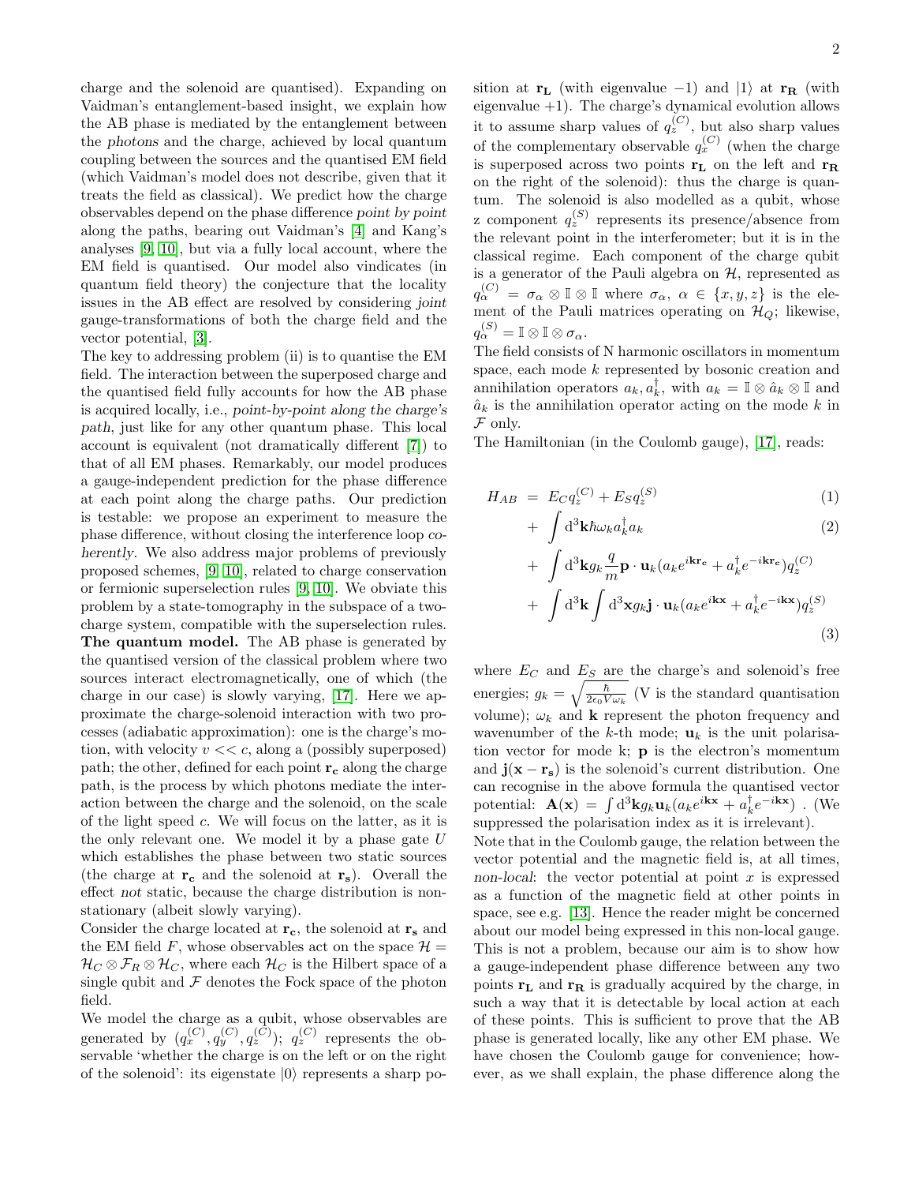charge and the solenoid are quantised). Expanding on Vaidman's entanglement-based insight, we explain how the AB phase is mediated by the entanglement between the *photons* and the charge, achieved by local quantum coupling between the sources and the quantised EM field (which Vaidman's model does not describe, given that it treats the field as classical). We predict how the charge observables depend on the phase difference *point by point* along the paths, bearing out Vaidman's [4] and Kang's analyses [9, 10], but via a fully local account, where the EM field is quantised. Our model also vindicates (in quantum field theory) the conjecture that the locality issues in the AB effect are resolved by considering *joint* gauge-transformations of both the charge field and the vector potential, [3].

The key to addressing problem (ii) is to quantise the EM field. The interaction between the superposed charge and the quantised field fully accounts for how the AB phase is acquired locally, i.e., *point-by-point along the charge's path*, just like for any other quantum phase. This local account is equivalent (not dramatically different [7]) to that of all EM phases. Remarkably, our model produces a gauge-independent prediction for the phase difference at each point along the charge paths. Our prediction is testable: we propose an experiment to measure the phase difference, without closing the interference loop *coherently*. We also address major problems of previously proposed schemes, [9, 10], related to charge conservation or fermionic superselection rules [9, 10]. We obviate this problem by a state-tomography in the subspace of a two-charge system, compatible with the superselection rules.

**The quantum model.** The AB phase is generated by the quantised version of the classical problem where two sources interact electromagnetically, one of which (the charge in our case) is slowly varying, [17]. Here we approximate the charge-solenoid interaction with two processes (adiabatic approximation): one is the charge's motion, with velocity $v << c$, along a (possibly superposed) path; the other, defined for each point $\mathbf{r_c}$ along the charge path, is the process by which photons mediate the interaction between the charge and the solenoid, on the scale of the light speed $c$. We will focus on the latter, as it is the only relevant one. We model it by a phase gate $U$ which establishes the phase between two static sources (the charge at $\mathbf{r_c}$ and the solenoid at $\mathbf{r_s}$). Overall the effect *not* static, because the charge distribution is non-stationary (albeit slowly varying).

Consider the charge located at $\mathbf{r_c}$, the solenoid at $\mathbf{r_s}$ and the EM field $F$, whose observables act on the space $\mathcal{H} = \mathcal{H}_C \otimes \mathcal{F}_R \otimes \mathcal{H}_C$, where each $\mathcal{H}_C$ is the Hilbert space of a single qubit and $\mathcal{F}$ denotes the Fock space of the photon field.

We model the charge as a qubit, whose observables are generated by $(q_x^{(C)}, q_y^{(C)}, q_z^{(C)})$; $q_z^{(C)}$ represents the observable 'whether the charge is on the left or on the right of the solenoid': its eigenstate $|0\rangle$ represents a sharp position at $\mathbf{r_L}$ (with eigenvalue $-1$) and $|1\rangle$ at $\mathbf{r_R}$ (with eigenvalue $+1$). The charge's dynamical evolution allows it to assume sharp values of $q_z^{(C)}$, but also sharp values of the complementary observable $q_x^{(C)}$ (when the charge is superposed across two points $\mathbf{r_L}$ on the left and $\mathbf{r_R}$ on the right of the solenoid): thus the charge is quantum. The solenoid is also modelled as a qubit, whose z component $q_z^{(S)}$ represents its presence/absence from the relevant point in the interferometer; but it is in the classical regime. Each component of the charge qubit is a generator of the Pauli algebra on $\mathcal{H}$, represented as $q_\alpha^{(C)} = \sigma_\alpha \otimes \mathbb{I} \otimes \mathbb{I}$ where $\sigma_\alpha$, $\alpha \in \{x, y, z\}$ is the element of the Pauli matrices operating on $\mathcal{H}_Q$; likewise, $q_\alpha^{(S)} = \mathbb{I} \otimes \mathbb{I} \otimes \sigma_\alpha$.

The field consists of N harmonic oscillators in momentum space, each mode $k$ represented by bosonic creation and annihilation operators $a_k, a_k^\dagger$, with $a_k = \mathbb{I} \otimes \hat{a}_k \otimes \mathbb{I}$ and $\hat{a}_k$ is the annihilation operator acting on the mode $k$ in $\mathcal{F}$ only.

The Hamiltonian (in the Coulomb gauge), [17], reads:

$$
\begin{aligned}
H_{AB} &= E_C q_z^{(C)} + E_S q_z^{(S)} && (1)\\
&+ \int \mathrm{d}^3\mathbf{k} \hbar\omega_k a_k^\dagger a_k && (2)\\
&+ \int \mathrm{d}^3\mathbf{k} g_k \frac{q}{m} \mathbf{p} \cdot \mathbf{u}_k (a_k e^{i\mathbf{k}\mathbf{r_c}} + a_k^\dagger e^{-i\mathbf{k}\mathbf{r_c}}) q_z^{(C)} \\
&+ \int \mathrm{d}^3\mathbf{k} \int \mathrm{d}^3\mathbf{x} g_k \mathbf{j} \cdot \mathbf{u}_k (a_k e^{i\mathbf{k}\mathbf{x}} + a_k^\dagger e^{-i\mathbf{k}\mathbf{x}}) q_z^{(S)} && (3)
\end{aligned}
$$

where $E_C$ and $E_S$ are the charge's and solenoid's free energies; $g_k = \sqrt{\frac{\hbar}{2\epsilon_0 V \omega_k}}$ (V is the standard quantisation volume); $\omega_k$ and $\mathbf{k}$ represent the photon frequency and wavenumber of the $k$-th mode; $\mathbf{u}_k$ is the unit polarisation vector for mode k; $\mathbf{p}$ is the electron's momentum and $\mathbf{j}(\mathbf{x} - \mathbf{r_s})$ is the solenoid's current distribution. One can recognise in the above formula the quantised vector potential: $\mathbf{A}(\mathbf{x}) = \int \mathrm{d}^3\mathbf{k} g_k \mathbf{u}_k (a_k e^{i\mathbf{k}\mathbf{x}} + a_k^\dagger e^{-i\mathbf{k}\mathbf{x}})$ . (We suppressed the polarisation index as it is irrelevant).

Note that in the Coulomb gauge, the relation between the vector potential and the magnetic field is, at all times, *non-local*: the vector potential at point $x$ is expressed as a function of the magnetic field at other points in space, see e.g. [13]. Hence the reader might be concerned about our model being expressed in this non-local gauge. This is not a problem, because our aim is to show how a gauge-independent phase difference between any two points $\mathbf{r_L}$ and $\mathbf{r_R}$ is gradually acquired by the charge, in such a way that it is detectable by local action at each of these points. This is sufficient to prove that the AB phase is generated locally, like any other EM phase. We have chosen the Coulomb gauge for convenience; however, as we shall explain, the phase difference along the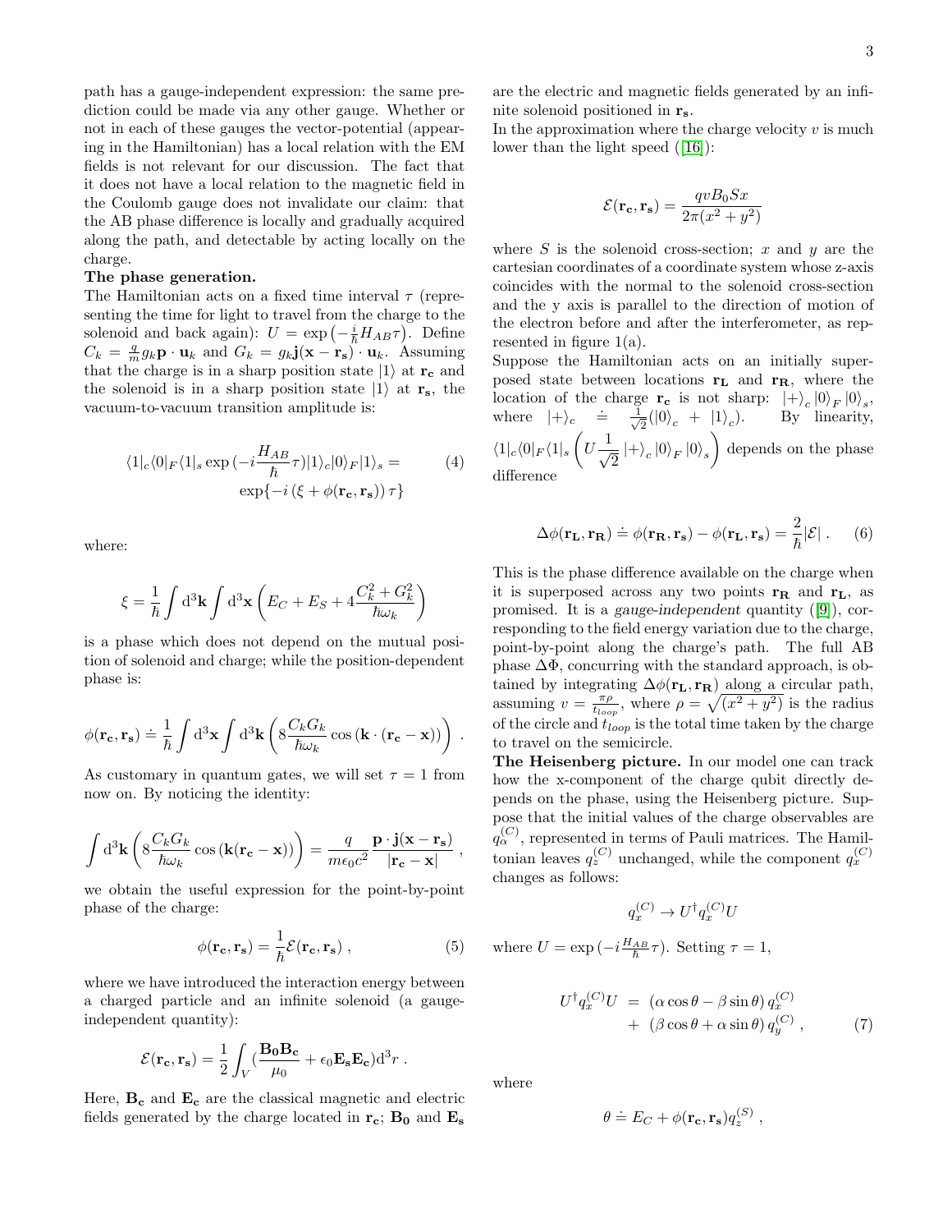path has a gauge-independent expression: the same prediction could be made via any other gauge. Whether or not in each of these gauges the vector-potential (appearing in the Hamiltonian) has a local relation with the EM fields is not relevant for our discussion. The fact that it does not have a local relation to the magnetic field in the Coulomb gauge does not invalidate our claim: that the AB phase difference is locally and gradually acquired along the path, and detectable by acting locally on the charge.

**The phase generation.**
The Hamiltonian acts on a fixed time interval $\tau$ (representing the time for light to travel from the charge to the solenoid and back again): $U = \exp\left(-\frac{i}{\hbar}H_{AB}\tau\right)$. Define $C_k = \frac{q}{m}g_k\mathbf{p}\cdot\mathbf{u}_k$ and $G_k = g_k\mathbf{j}(\mathbf{x}-\mathbf{r_s})\cdot\mathbf{u}_k$. Assuming that the charge is in a sharp position state $|1\rangle$ at $\mathbf{r_c}$ and the solenoid is in a sharp position state $|1\rangle$ at $\mathbf{r_s}$, the vacuum-to-vacuum transition amplitude is:

$$\langle 1|_c\langle 0|_F\langle 1|_s \exp\left(-i\frac{H_{AB}}{\hbar}\tau\right)|1\rangle_c|0\rangle_F|1\rangle_s = \exp\{-i\left(\xi + \phi(\mathbf{r_c},\mathbf{r_s})\right)\tau\} \tag{4}$$

where:

$$\xi = \frac{1}{\hbar}\int \mathrm{d}^3\mathbf{k}\int \mathrm{d}^3\mathbf{x}\left(E_C + E_S + 4\frac{C_k^2+G_k^2}{\hbar\omega_k}\right)$$

is a phase which does not depend on the mutual position of solenoid and charge; while the position-dependent phase is:

$$\phi(\mathbf{r_c},\mathbf{r_s}) \doteq \frac{1}{\hbar}\int \mathrm{d}^3\mathbf{x}\int \mathrm{d}^3\mathbf{k}\left(8\frac{C_kG_k}{\hbar\omega_k}\cos\left(\mathbf{k}\cdot(\mathbf{r_c}-\mathbf{x})\right)\right) .$$

As customary in quantum gates, we will set $\tau = 1$ from now on. By noticing the identity:

$$\int \mathrm{d}^3\mathbf{k}\left(8\frac{C_kG_k}{\hbar\omega_k}\cos\left(\mathbf{k}(\mathbf{r_c}-\mathbf{x})\right)\right) = \frac{q}{m\epsilon_0c^2}\frac{\mathbf{p}\cdot\mathbf{j}(\mathbf{x}-\mathbf{r_s})}{|\mathbf{r_c}-\mathbf{x}|} ,$$

we obtain the useful expression for the point-by-point phase of the charge:

$$\phi(\mathbf{r_c},\mathbf{r_s}) = \frac{1}{\hbar}\mathcal{E}(\mathbf{r_c},\mathbf{r_s}) , \tag{5}$$

where we have introduced the interaction energy between a charged particle and an infinite solenoid (a gauge-independent quantity):

$$\mathcal{E}(\mathbf{r_c},\mathbf{r_s}) = \frac{1}{2}\int_V\left(\frac{\mathbf{B_0}\mathbf{B_c}}{\mu_0} + \epsilon_0\mathbf{E_s}\mathbf{E_c}\right)\mathrm{d}^3r .$$

Here, $\mathbf{B_c}$ and $\mathbf{E_c}$ are the classical magnetic and electric fields generated by the charge located in $\mathbf{r_c}$; $\mathbf{B_0}$ and $\mathbf{E_s}$ are the electric and magnetic fields generated by an infinite solenoid positioned in $\mathbf{r_s}$.

In the approximation where the charge velocity $v$ is much lower than the light speed ([16]):

$$\mathcal{E}(\mathbf{r_c},\mathbf{r_s}) = \frac{qvB_0Sx}{2\pi(x^2+y^2)}$$

where $S$ is the solenoid cross-section; $x$ and $y$ are the cartesian coordinates of a coordinate system whose z-axis coincides with the normal to the solenoid cross-section and the y axis is parallel to the direction of motion of the electron before and after the interferometer, as represented in figure 1(a).

Suppose the Hamiltonian acts on an initially superposed state between locations $\mathbf{r_L}$ and $\mathbf{r_R}$, where the location of the charge $\mathbf{r_c}$ is not sharp: $|+\rangle_c|0\rangle_F|0\rangle_s$, where $|+\rangle_c \doteq \frac{1}{\sqrt{2}}(|0\rangle_c + |1\rangle_c)$. By linearity, $\langle 1|_c\langle 0|_F\langle 1|_s\left(U\frac{1}{\sqrt{2}}|+\rangle_c|0\rangle_F|0\rangle_s\right)$ depends on the phase difference

$$\Delta\phi(\mathbf{r_L},\mathbf{r_R}) \doteq \phi(\mathbf{r_R},\mathbf{r_s}) - \phi(\mathbf{r_L},\mathbf{r_s}) = \frac{2}{\hbar}|\mathcal{E}| . \tag{6}$$

This is the phase difference available on the charge when it is superposed across any two points $\mathbf{r_R}$ and $\mathbf{r_L}$, as promised. It is a *gauge-independent* quantity ([9]), corresponding to the field energy variation due to the charge, point-by-point along the charge's path. The full AB phase $\Delta\Phi$, concurring with the standard approach, is obtained by integrating $\Delta\phi(\mathbf{r_L},\mathbf{r_R})$ along a circular path, assuming $v = \frac{\pi\rho}{t_{loop}}$, where $\rho = \sqrt{(x^2+y^2)}$ is the radius of the circle and $t_{loop}$ is the total time taken by the charge to travel on the semicircle.

**The Heisenberg picture.** In our model one can track how the x-component of the charge qubit directly depends on the phase, using the Heisenberg picture. Suppose that the initial values of the charge observables are $q_\alpha^{(C)}$, represented in terms of Pauli matrices. The Hamiltonian leaves $q_z^{(C)}$ unchanged, while the component $q_x^{(C)}$ changes as follows:

$$q_x^{(C)} \to U^\dagger q_x^{(C)}U$$

where $U = \exp\left(-i\frac{H_{AB}}{\hbar}\tau\right)$. Setting $\tau = 1$,

$$U^\dagger q_x^{(C)}U = \left(\alpha\cos\theta - \beta\sin\theta\right)q_x^{(C)} + \left(\beta\cos\theta + \alpha\sin\theta\right)q_y^{(C)} , \tag{7}$$

where

$$\theta \doteq E_C + \phi(\mathbf{r_c},\mathbf{r_s})q_z^{(S)} ,$$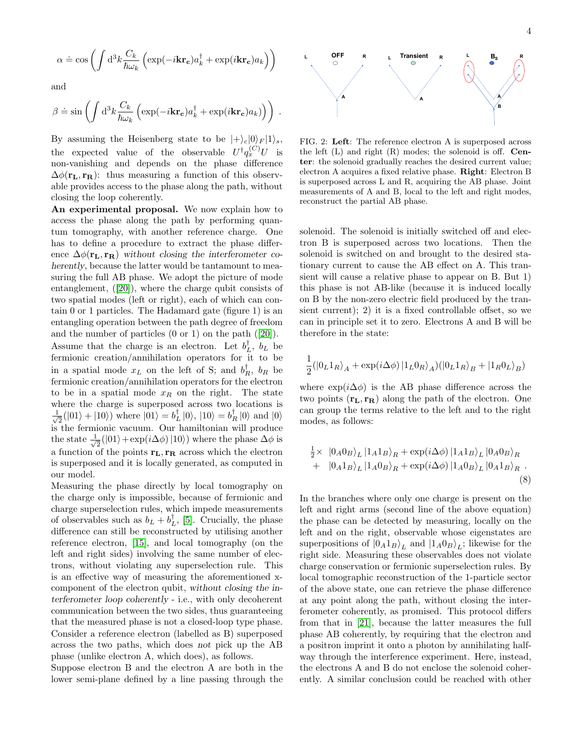$$\alpha \doteq \cos\left(\int \mathrm{d}^3k \frac{C_k}{\hbar\omega_k}\left(\exp(-i\mathbf{k}\mathbf{r_c})a_k^\dagger + \exp(i\mathbf{k}\mathbf{r_c})a_k\right)\right)$$

and

$$\beta \doteq \sin\left(\int \mathrm{d}^3k \frac{C_k}{\hbar\omega_k}\left(\exp(-i\mathbf{k}\mathbf{r_c})a_k^\dagger + \exp(i\mathbf{k}\mathbf{r_c})a_k\right)\right) .$$

By assuming the Heisenberg state to be $|+\rangle_c|0\rangle_F|1\rangle_s$, the expected value of the observable $U^\dagger q_x^{(C)} U$ is non-vanishing and depends on the phase difference $\Delta\phi(\mathbf{r_L}, \mathbf{r_R})$: thus measuring a function of this observable provides access to the phase along the path, without closing the loop coherently.

**An experimental proposal.** We now explain how to access the phase along the path by performing quantum tomography, with another reference charge. One has to define a procedure to extract the phase difference $\Delta\phi(\mathbf{r_L}, \mathbf{r_R})$ *without closing the interferometer coherently*, because the latter would be tantamount to measuring the full AB phase. We adopt the picture of mode entanglement, ([20]), where the charge qubit consists of two spatial modes (left or right), each of which can contain 0 or 1 particles. The Hadamard gate (figure 1) is an entangling operation between the path degree of freedom and the number of particles (0 or 1) on the path ([20]). Assume that the charge is an electron. Let $b_L^\dagger$, $b_L$ be fermionic creation/annihilation operators for it to be in a spatial mode $x_L$ on the left of S; and $b_R^\dagger$, $b_R$ be fermionic creation/annihilation operators for the electron to be in a spatial mode $x_R$ on the right. The state where the charge is superposed across two locations is $\frac{1}{\sqrt{2}}(|01\rangle + |10\rangle)$ where $|01\rangle = b_L^\dagger |0\rangle$, $|10\rangle = b_R^\dagger |0\rangle$ and $|0\rangle$ is the fermionic vacuum. Our hamiltonian will produce the state $\frac{1}{\sqrt{2}}(|01\rangle + \exp(i\Delta\phi)|10\rangle)$ where the phase $\Delta\phi$ is a function of the points $\mathbf{r_L}, \mathbf{r_R}$ across which the electron is superposed and it is locally generated, as computed in our model.

Measuring the phase directly by local tomography on the charge only is impossible, because of fermionic and charge superselection rules, which impede measurements of observables such as $b_L + b_L^\dagger$, [5]. Crucially, the phase difference can still be reconstructed by utilising another reference electron, [15], and local tomography (on the left and right sides) involving the same number of electrons, without violating any superselection rule. This is an effective way of measuring the aforementioned x-component of the electron qubit, *without closing the interferometer loop coherently* - i.e., with only decoherent communication between the two sides, thus guaranteeing that the measured phase is not a closed-loop type phase. Consider a reference electron (labelled as B) superposed across the two paths, which does *not* pick up the AB phase (unlike electron A, which does), as follows.

Suppose electron B and the electron A are both in the lower semi-plane defined by a line passing through the solenoid. The solenoid is initially switched off and electron B is superposed across two locations. Then the solenoid is switched on and brought to the desired stationary current to cause the AB effect on A. This transient will cause a relative phase to appear on B. But 1) this phase is not AB-like (because it is induced locally on B by the non-zero electric field produced by the transient current); 2) it is a fixed controllable offset, so we can in principle set it to zero. Electrons A and B will be therefore in the state:

FIG. 2: **Left**: The reference electron A is superposed across the left (L) and right (R) modes; the solenoid is off. **Center**: the solenoid gradually reaches the desired current value; electron A acquires a fixed relative phase. **Right**: Electron B is superposed across L and R, acquiring the AB phase. Joint measurements of A and B, local to the left and right modes, reconstruct the partial AB phase.

$$\frac{1}{2}(|0_L 1_R\rangle_A + \exp(i\Delta\phi)\,|1_L 0_R\rangle_A)(|0_L 1_R\rangle_B + |1_R 0_L\rangle_B)$$

where $\exp(i\Delta\phi)$ is the AB phase difference across the two points $(\mathbf{r_L}, \mathbf{r_R})$ along the path of the electron. One can group the terms relative to the left and to the right modes, as follows:

$$\begin{aligned}\tfrac{1}{2}\times\; & |0_A 0_B\rangle_L\,|1_A 1_B\rangle_R + \exp(i\Delta\phi)\,|1_A 1_B\rangle_L\,|0_A 0_B\rangle_R \\ +\; & |0_A 1_B\rangle_L\,|1_A 0_B\rangle_R + \exp(i\Delta\phi)\,|1_A 0_B\rangle_L\,|0_A 1_B\rangle_R\ .\end{aligned} \tag{8}$$

In the branches where only one charge is present on the left and right arms (second line of the above equation) the phase can be detected by measuring, locally on the left and on the right, observable whose eigenstates are superpositions of $|0_A 1_B\rangle_L$ and $|1_A 0_B\rangle_L$; likewise for the right side. Measuring these observables does not violate charge conservation or fermionic superselection rules. By local tomographic reconstruction of the 1-particle sector of the above state, one can retrieve the phase difference at any point along the path, without closing the interferometer coherently, as promised. This protocol differs from that in [21], because the latter measures the full phase AB coherently, by requiring that the electron and a positron imprint it onto a photon by annihilating halfway through the interference experiment. Here, instead, the electrons A and B do not enclose the solenoid coherently. A similar conclusion could be reached with other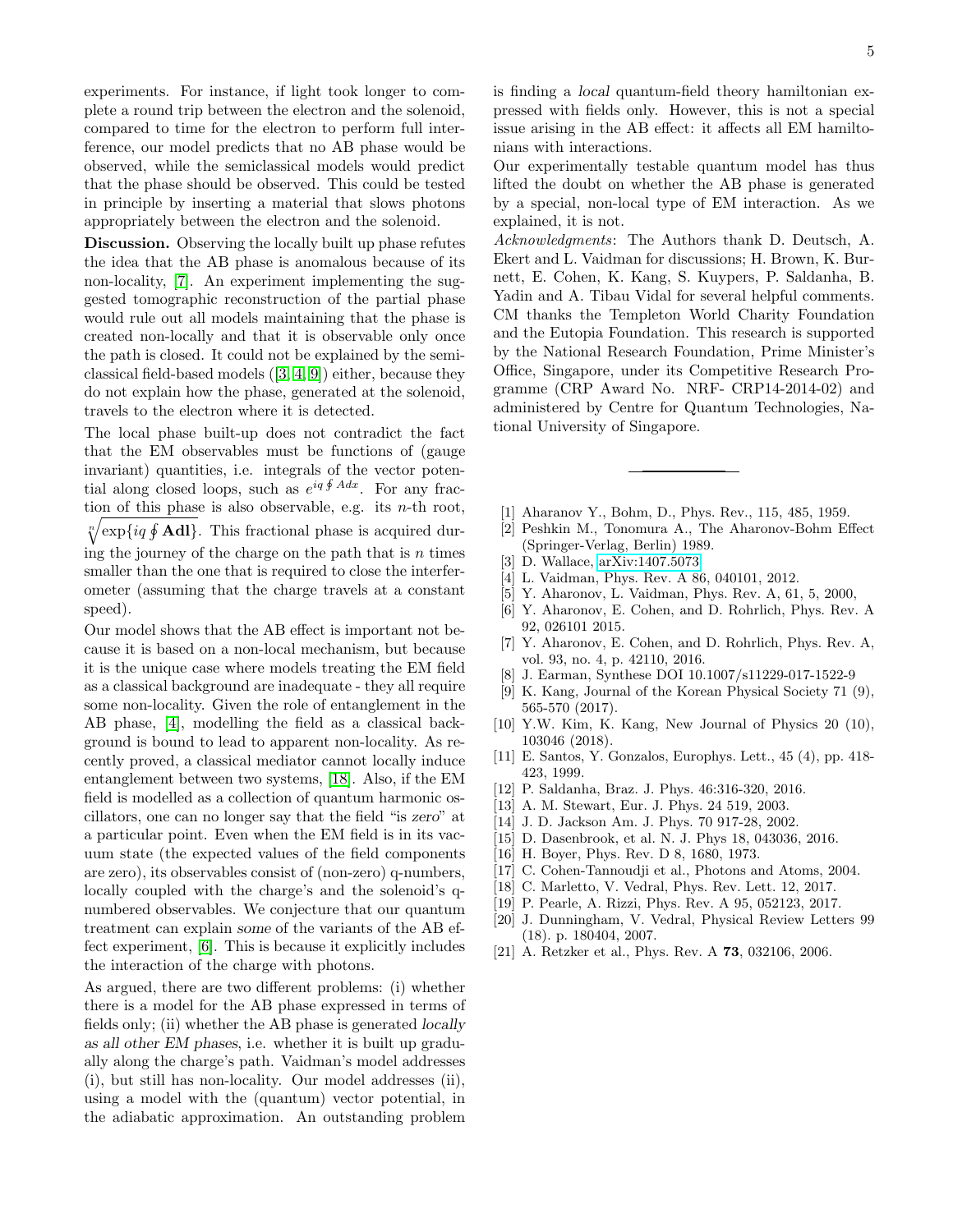experiments. For instance, if light took longer to complete a round trip between the electron and the solenoid, compared to time for the electron to perform full interference, our model predicts that no AB phase would be observed, while the semiclassical models would predict that the phase should be observed. This could be tested in principle by inserting a material that slows photons appropriately between the electron and the solenoid.

**Discussion.** Observing the locally built up phase refutes the idea that the AB phase is anomalous because of its non-locality, [7]. An experiment implementing the suggested tomographic reconstruction of the partial phase would rule out all models maintaining that the phase is created non-locally and that it is observable only once the path is closed. It could not be explained by the semiclassical field-based models ([3, 4, 9]) either, because they do not explain how the phase, generated at the solenoid, travels to the electron where it is detected.

The local phase built-up does not contradict the fact that the EM observables must be functions of (gauge invariant) quantities, i.e. integrals of the vector potential along closed loops, such as $e^{iq\oint Adx}$. For any fraction of this phase is also observable, e.g. its $n$-th root, $\sqrt[n]{\exp\{iq\oint \mathbf{A}\mathbf{dl}\}}$. This fractional phase is acquired during the journey of the charge on the path that is $n$ times smaller than the one that is required to close the interferometer (assuming that the charge travels at a constant speed).

Our model shows that the AB effect is important not because it is based on a non-local mechanism, but because it is the unique case where models treating the EM field as a classical background are inadequate - they all require some non-locality. Given the role of entanglement in the AB phase, [4], modelling the field as a classical background is bound to lead to apparent non-locality. As recently proved, a classical mediator cannot locally induce entanglement between two systems, [18]. Also, if the EM field is modelled as a collection of quantum harmonic oscillators, one can no longer say that the field "is *zero*" at a particular point. Even when the EM field is in its vacuum state (the expected values of the field components are zero), its observables consist of (non-zero) q-numbers, locally coupled with the charge's and the solenoid's q-numbered observables. We conjecture that our quantum treatment can explain *some* of the variants of the AB effect experiment, [6]. This is because it explicitly includes the interaction of the charge with photons.

As argued, there are two different problems: (i) whether there is a model for the AB phase expressed in terms of fields only; (ii) whether the AB phase is generated *locally as all other EM phases*, i.e. whether it is built up gradually along the charge's path. Vaidman's model addresses (i), but still has non-locality. Our model addresses (ii), using a model with the (quantum) vector potential, in the adiabatic approximation. An outstanding problem is finding a *local* quantum-field theory hamiltonian expressed with fields only. However, this is not a special issue arising in the AB effect: it affects all EM hamiltonians with interactions.

Our experimentally testable quantum model has thus lifted the doubt on whether the AB phase is generated by a special, non-local type of EM interaction. As we explained, it is not.

*Acknowledgments*: The Authors thank D. Deutsch, A. Ekert and L. Vaidman for discussions; H. Brown, K. Burnett, E. Cohen, K. Kang, S. Kuypers, P. Saldanha, B. Yadin and A. Tibau Vidal for several helpful comments. CM thanks the Templeton World Charity Foundation and the Eutopia Foundation. This research is supported by the National Research Foundation, Prime Minister's Office, Singapore, under its Competitive Research Programme (CRP Award No. NRF- CRP14-2014-02) and administered by Centre for Quantum Technologies, National University of Singapore.

---

[1] Aharanov Y., Bohm, D., Phys. Rev., 115, 485, 1959.
[2] Peshkin M., Tonomura A., The Aharonov-Bohm Effect (Springer-Verlag, Berlin) 1989.
[3] D. Wallace, arXiv:1407.5073
[4] L. Vaidman, Phys. Rev. A 86, 040101, 2012.
[5] Y. Aharonov, L. Vaidman, Phys. Rev. A, 61, 5, 2000,
[6] Y. Aharonov, E. Cohen, and D. Rohrlich, Phys. Rev. A 92, 026101 2015.
[7] Y. Aharonov, E. Cohen, and D. Rohrlich, Phys. Rev. A, vol. 93, no. 4, p. 42110, 2016.
[8] J. Earman, Synthese DOI 10.1007/s11229-017-1522-9
[9] K. Kang, Journal of the Korean Physical Society 71 (9), 565-570 (2017).
[10] Y.W. Kim, K. Kang, New Journal of Physics 20 (10), 103046 (2018).
[11] E. Santos, Y. Gonzalos, Europhys. Lett., 45 (4), pp. 418-423, 1999.
[12] P. Saldanha, Braz. J. Phys. 46:316-320, 2016.
[13] A. M. Stewart, Eur. J. Phys. 24 519, 2003.
[14] J. D. Jackson Am. J. Phys. 70 917-28, 2002.
[15] D. Dasenbrook, et al. N. J. Phys 18, 043036, 2016.
[16] H. Boyer, Phys. Rev. D 8, 1680, 1973.
[17] C. Cohen-Tannoudji et al., Photons and Atoms, 2004.
[18] C. Marletto, V. Vedral, Phys. Rev. Lett. 12, 2017.
[19] P. Pearle, A. Rizzi, Phys. Rev. A 95, 052123, 2017.
[20] J. Dunningham, V. Vedral, Physical Review Letters 99 (18). p. 180404, 2007.
[21] A. Retzker et al., Phys. Rev. A **73**, 032106, 2006.